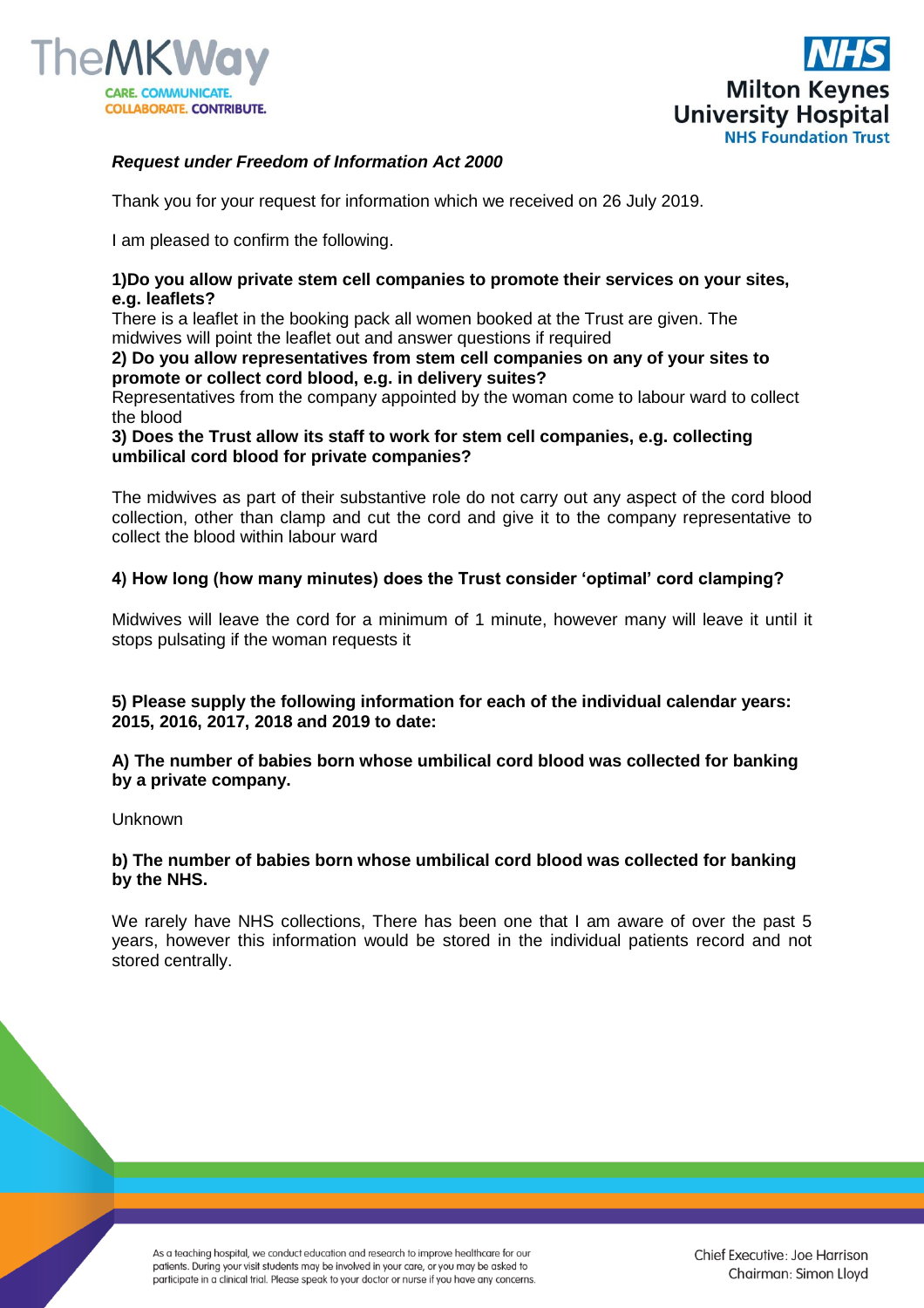***Request under Freedom of Information Act 2000***

Thank you for your request for information which we received on 26 July 2019.

I am pleased to confirm the following.

**1)Do you allow private stem cell companies to promote their services on your sites, e.g. leaflets?**

There is a leaflet in the booking pack all women booked at the Trust are given. The midwives will point the leaflet out and answer questions if required

**2) Do you allow representatives from stem cell companies on any of your sites to promote or collect cord blood, e.g. in delivery suites?**

Representatives from the company appointed by the woman come to labour ward to collect the blood

**3) Does the Trust allow its staff to work for stem cell companies, e.g. collecting umbilical cord blood for private companies?**

The midwives as part of their substantive role do not carry out any aspect of the cord blood collection, other than clamp and cut the cord and give it to the company representative to collect the blood within labour ward

**4) How long (how many minutes) does the Trust consider 'optimal' cord clamping?**

Midwives will leave the cord for a minimum of 1 minute, however many will leave it until it stops pulsating if the woman requests it

**5) Please supply the following information for each of the individual calendar years: 2015, 2016, 2017, 2018 and 2019 to date:**

**A) The number of babies born whose umbilical cord blood was collected for banking by a private company.**

Unknown

**b) The number of babies born whose umbilical cord blood was collected for banking by the NHS.**

We rarely have NHS collections, There has been one that I am aware of over the past 5 years, however this information would be stored in the individual patients record and not stored centrally.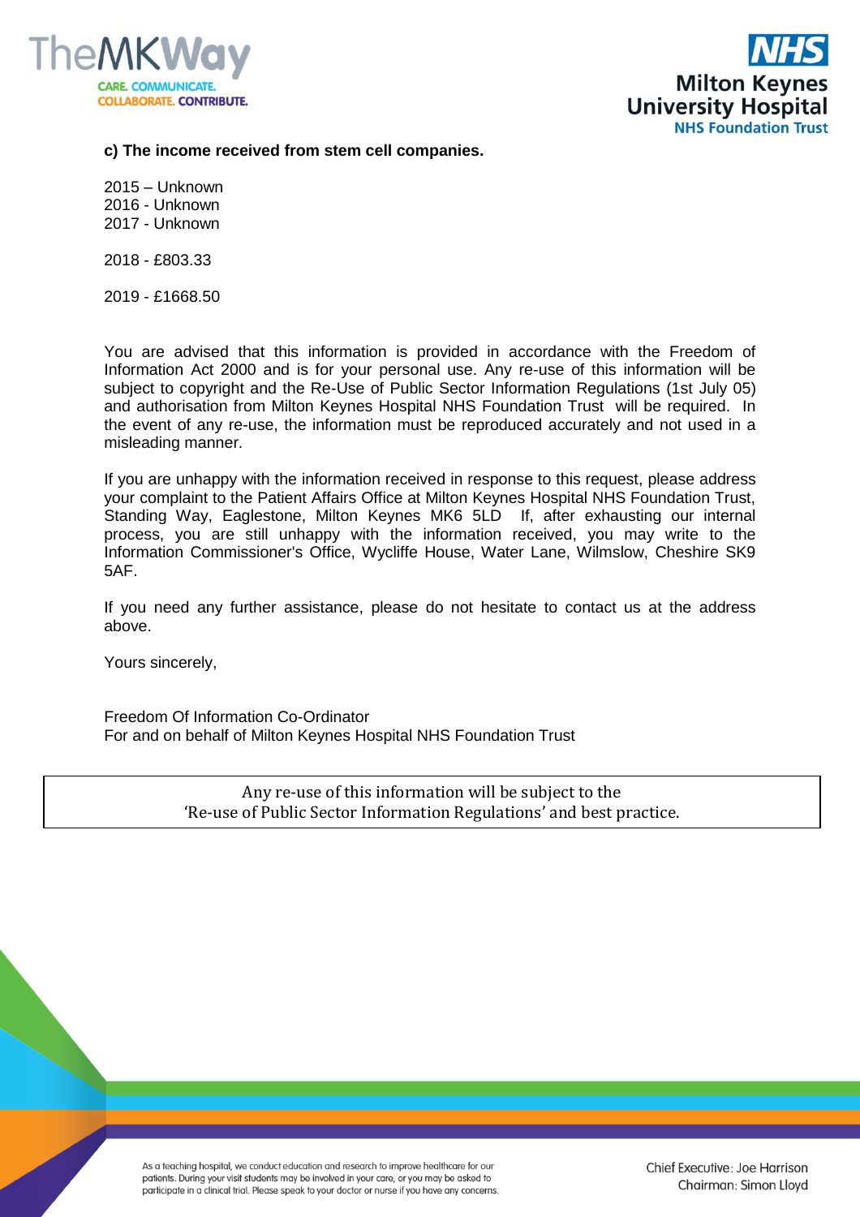**c) The income received from stem cell companies.**

2015 – Unknown
2016 - Unknown
2017 - Unknown

2018 - £803.33

2019 - £1668.50

You are advised that this information is provided in accordance with the Freedom of Information Act 2000 and is for your personal use. Any re-use of this information will be subject to copyright and the Re-Use of Public Sector Information Regulations (1st July 05) and authorisation from Milton Keynes Hospital NHS Foundation Trust will be required. In the event of any re-use, the information must be reproduced accurately and not used in a misleading manner.

If you are unhappy with the information received in response to this request, please address your complaint to the Patient Affairs Office at Milton Keynes Hospital NHS Foundation Trust, Standing Way, Eaglestone, Milton Keynes MK6 5LD If, after exhausting our internal process, you are still unhappy with the information received, you may write to the Information Commissioner's Office, Wycliffe House, Water Lane, Wilmslow, Cheshire SK9 5AF.

If you need any further assistance, please do not hesitate to contact us at the address above.

Yours sincerely,

Freedom Of Information Co-Ordinator
For and on behalf of Milton Keynes Hospital NHS Foundation Trust

Any re-use of this information will be subject to the
'Re-use of Public Sector Information Regulations' and best practice.

As a teaching hospital, we conduct education and research to improve healthcare for our patients. During your visit students may be involved in your care, or you may be asked to participate in a clinical trial. Please speak to your doctor or nurse if you have any concerns.

Chief Executive: Joe Harrison
Chairman: Simon Lloyd